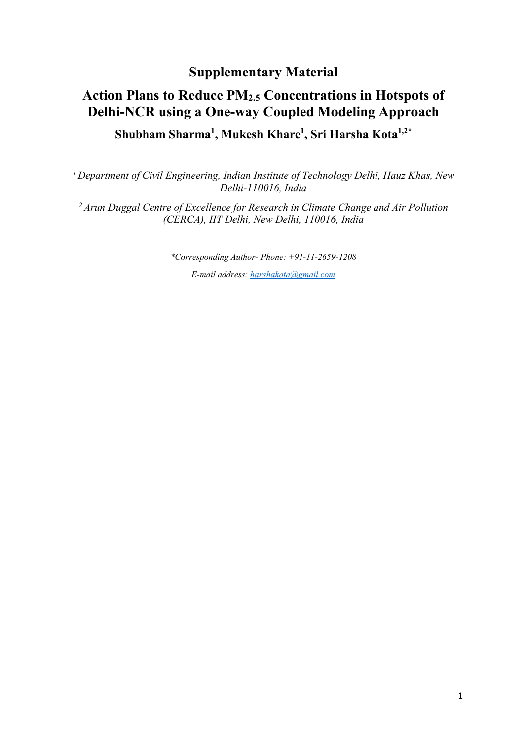# Supplementary Material

# Action Plans to Reduce $PM_{2.5}$ Concentrations in Hotspots of Delhi-NCR using a One-way Coupled Modeling Approach

**Shubham Sharma[1], Mukesh Khare[1], Sri Harsha Kota[1,2*]**

*[1] Department of Civil Engineering, Indian Institute of Technology Delhi, Hauz Khas, New Delhi-110016, India*

*[2] Arun Duggal Centre of Excellence for Research in Climate Change and Air Pollution (CERCA), IIT Delhi, New Delhi, 110016, India*

*\*Corresponding Author- Phone: +91-11-2659-1208*

*E-mail address: harshakota@gmail.com*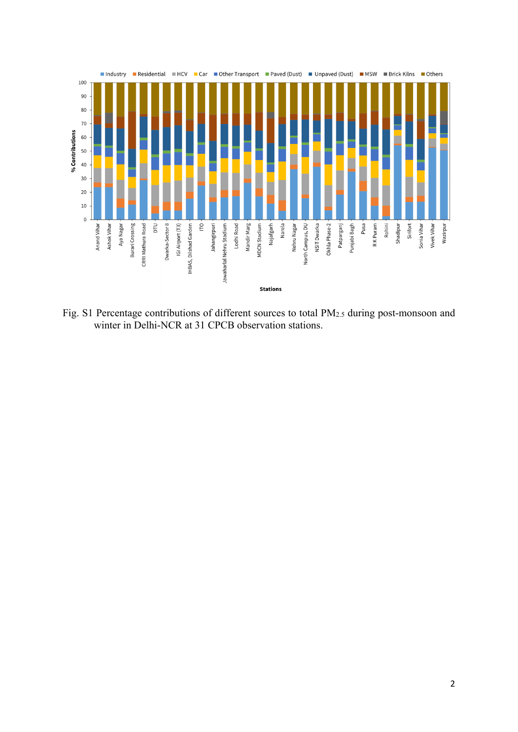Fig. S1 Percentage contributions of different sources to total $PM_{2.5}$ during post-monsoon and winter in Delhi-NCR at 31 CPCB observation stations.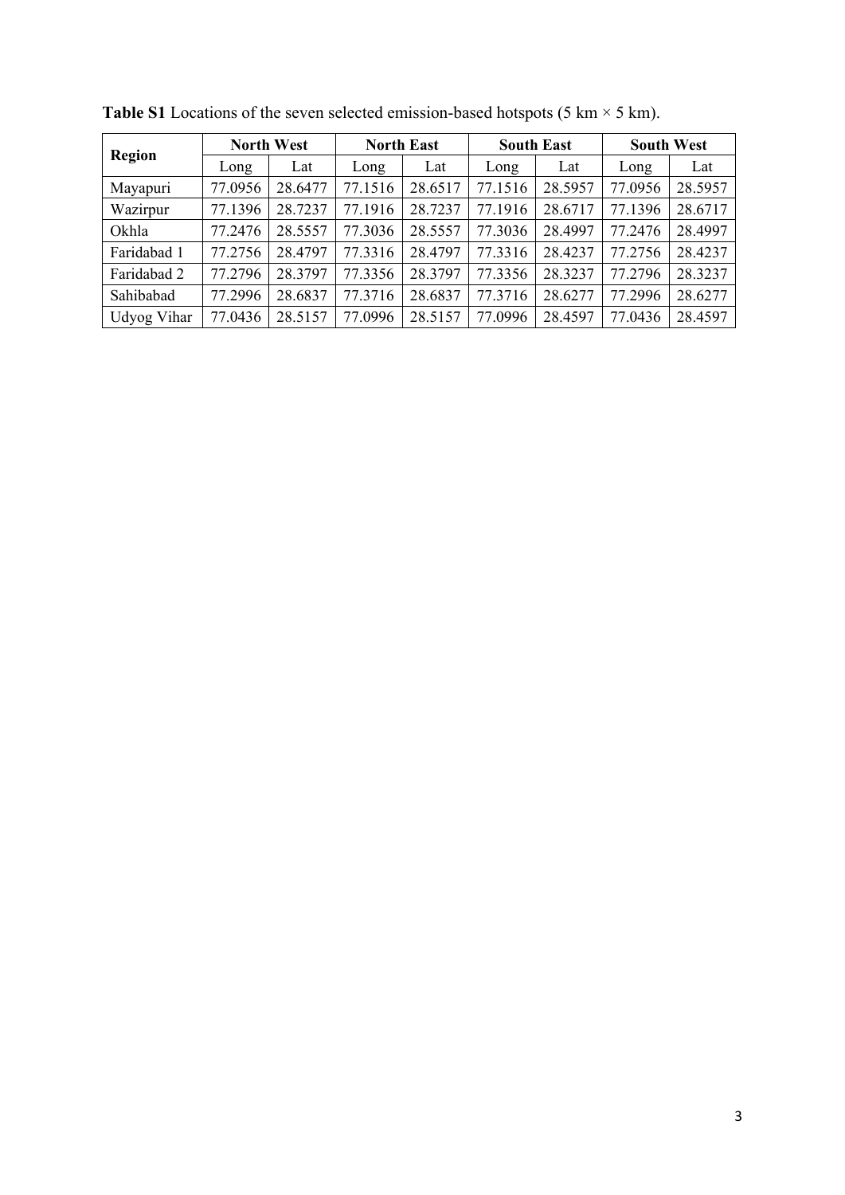**Table S1** Locations of the seven selected emission-based hotspots (5 km × 5 km).

| Region | North West | | North East | | South East | | South West | |
|---|---|---|---|---|---|---|---|---|
| | Long | Lat | Long | Lat | Long | Lat | Long | Lat |
| Mayapuri | 77.0956 | 28.6477 | 77.1516 | 28.6517 | 77.1516 | 28.5957 | 77.0956 | 28.5957 |
| Wazirpur | 77.1396 | 28.7237 | 77.1916 | 28.7237 | 77.1916 | 28.6717 | 77.1396 | 28.6717 |
| Okhla | 77.2476 | 28.5557 | 77.3036 | 28.5557 | 77.3036 | 28.4997 | 77.2476 | 28.4997 |
| Faridabad 1 | 77.2756 | 28.4797 | 77.3316 | 28.4797 | 77.3316 | 28.4237 | 77.2756 | 28.4237 |
| Faridabad 2 | 77.2796 | 28.3797 | 77.3356 | 28.3797 | 77.3356 | 28.3237 | 77.2796 | 28.3237 |
| Sahibabad | 77.2996 | 28.6837 | 77.3716 | 28.6837 | 77.3716 | 28.6277 | 77.2996 | 28.6277 |
| Udyog Vihar | 77.0436 | 28.5157 | 77.0996 | 28.5157 | 77.0996 | 28.4597 | 77.0436 | 28.4597 |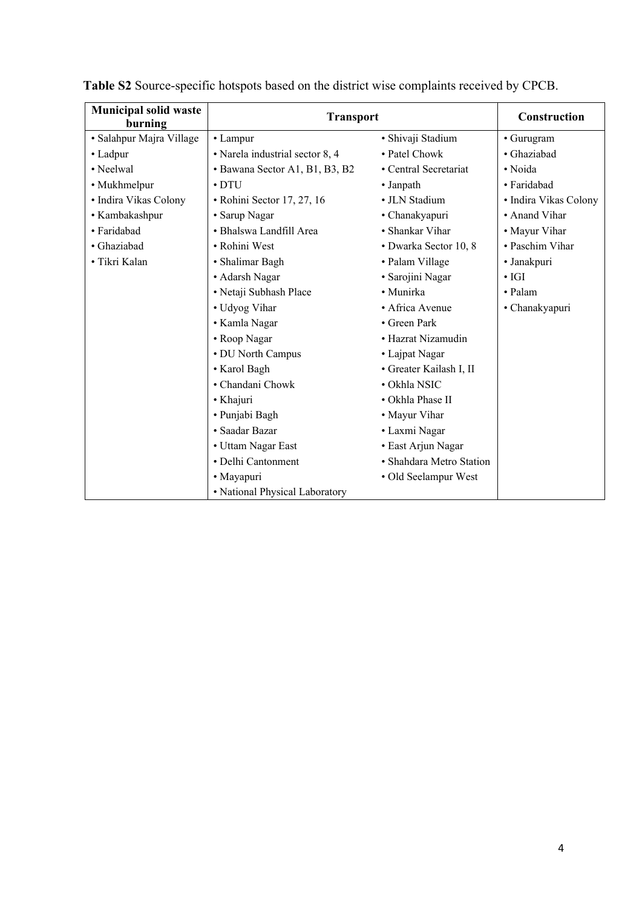**Table S2** Source-specific hotspots based on the district wise complaints received by CPCB.

| Municipal solid waste burning | Transport | | Construction |
|---|---|---|---|
| • Salahpur Majra Village | • Lampur | • Shivaji Stadium | • Gurugram |
| • Ladpur | • Narela industrial sector 8, 4 | • Patel Chowk | • Ghaziabad |
| • Neelwal | • Bawana Sector A1, B1, B3, B2 | • Central Secretariat | • Noida |
| • Mukhmelpur | • DTU | • Janpath | • Faridabad |
| • Indira Vikas Colony | • Rohini Sector 17, 27, 16 | • JLN Stadium | • Indira Vikas Colony |
| • Kambakashpur | • Sarup Nagar | • Chanakyapuri | • Anand Vihar |
| • Faridabad | • Bhalswa Landfill Area | • Shankar Vihar | • Mayur Vihar |
| • Ghaziabad | • Rohini West | • Dwarka Sector 10, 8 | • Paschim Vihar |
| • Tikri Kalan | • Shalimar Bagh | • Palam Village | • Janakpuri |
| | • Adarsh Nagar | • Sarojini Nagar | • IGI |
| | • Netaji Subhash Place | • Munirka | • Palam |
| | • Udyog Vihar | • Africa Avenue | • Chanakyapuri |
| | • Kamla Nagar | • Green Park | |
| | • Roop Nagar | • Hazrat Nizamudin | |
| | • DU North Campus | • Lajpat Nagar | |
| | • Karol Bagh | • Greater Kailash I, II | |
| | • Chandani Chowk | • Okhla NSIC | |
| | • Khajuri | • Okhla Phase II | |
| | • Punjabi Bagh | • Mayur Vihar | |
| | • Saadar Bazar | • Laxmi Nagar | |
| | • Uttam Nagar East | • East Arjun Nagar | |
| | • Delhi Cantonment | • Shahdara Metro Station | |
| | • Mayapuri | • Old Seelampur West | |
| | • National Physical Laboratory | | |